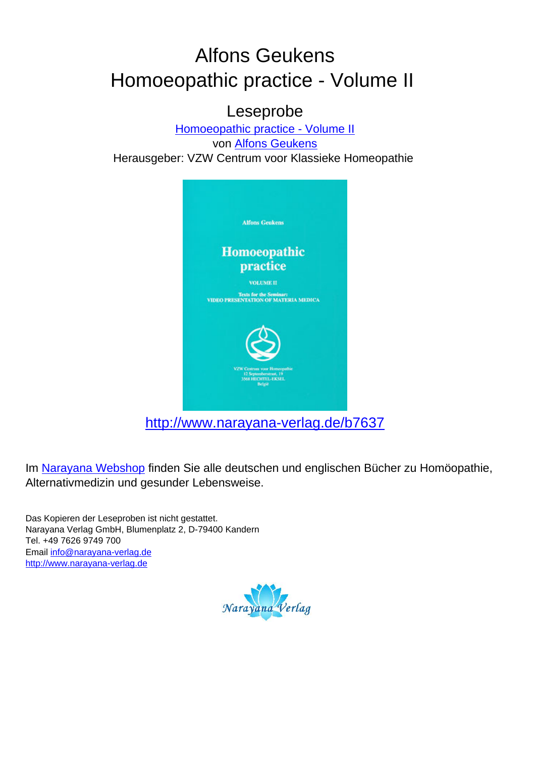# Alfons Geukens
# Homoeopathic practice - Volume II

## Leseprobe

[Homoeopathic practice - Volume II](http://www.narayana-verlag.de/b7637)
von [Alfons Geukens](http://www.narayana-verlag.de)
Herausgeber: VZW Centrum voor Klassieke Homeopathie

http://www.narayana-verlag.de/b7637

Im Narayana Webshop finden Sie alle deutschen und englischen Bücher zu Homöopathie, Alternativmedizin und gesunder Lebensweise.

Das Kopieren der Leseproben ist nicht gestattet.
Narayana Verlag GmbH, Blumenplatz 2, D-79400 Kandern
Tel. +49 7626 9749 700
Email info@narayana-verlag.de
http://www.narayana-verlag.de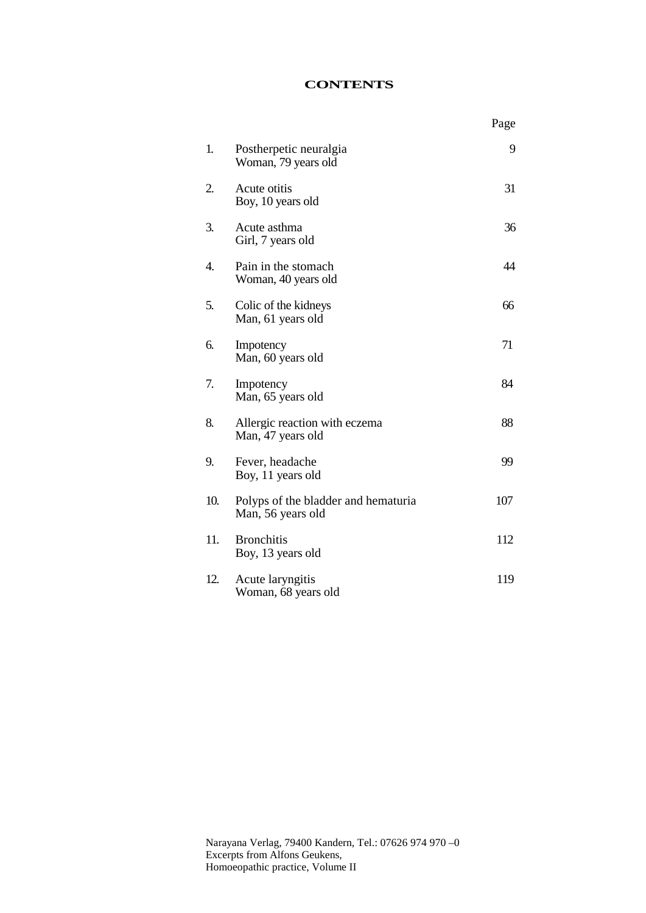# CONTENTS

| | | Page |
|---|---|---|
| 1. | Postherpetic neuralgia<br>Woman, 79 years old | 9 |
| 2. | Acute otitis<br>Boy, 10 years old | 31 |
| 3. | Acute asthma<br>Girl, 7 years old | 36 |
| 4. | Pain in the stomach<br>Woman, 40 years old | 44 |
| 5. | Colic of the kidneys<br>Man, 61 years old | 66 |
| 6. | Impotency<br>Man, 60 years old | 71 |
| 7. | Impotency<br>Man, 65 years old | 84 |
| 8. | Allergic reaction with eczema<br>Man, 47 years old | 88 |
| 9. | Fever, headache<br>Boy, 11 years old | 99 |
| 10. | Polyps of the bladder and hematuria<br>Man, 56 years old | 107 |
| 11. | Bronchitis<br>Boy, 13 years old | 112 |
| 12. | Acute laryngitis<br>Woman, 68 years old | 119 |

Narayana Verlag, 79400 Kandern, Tel.: 07626 974 970 –0
Excerpts from Alfons Geukens,
Homoeopathic practice, Volume II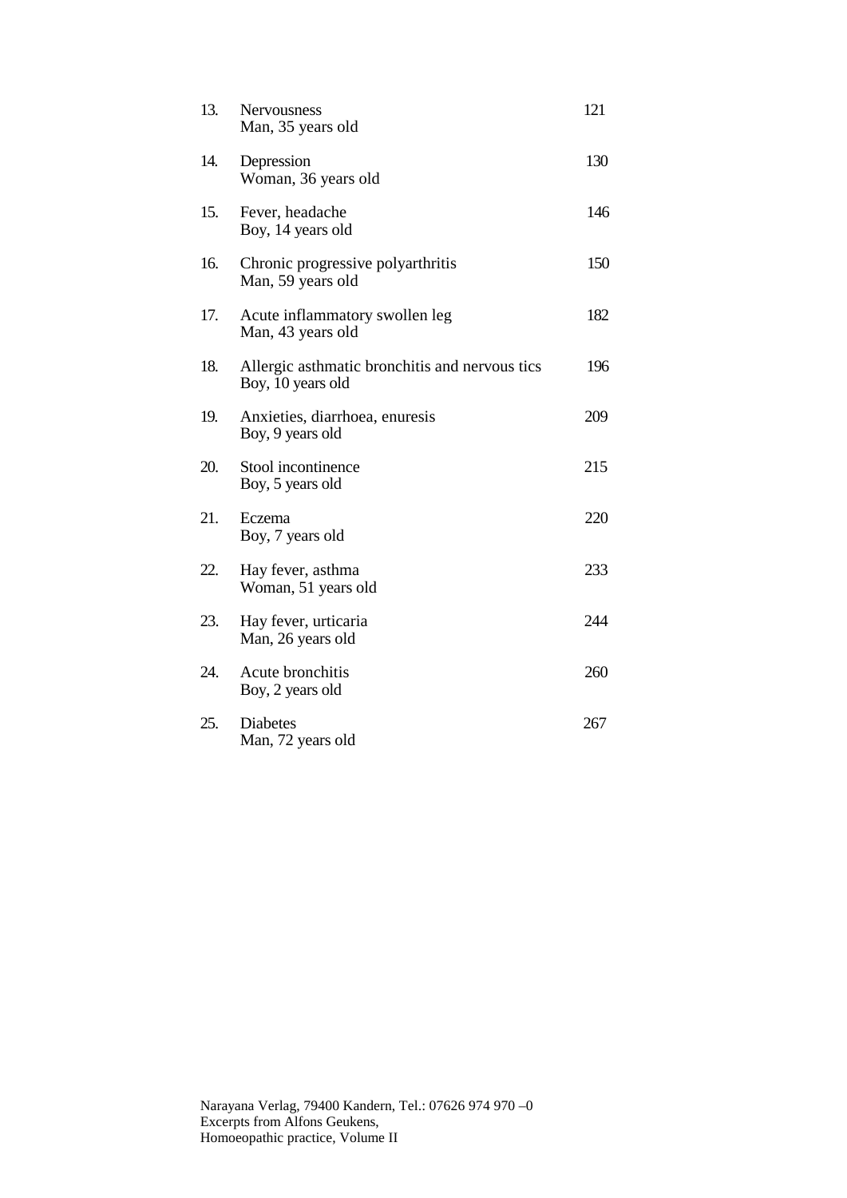13. Nervousness — 121
    Man, 35 years old

14. Depression — 130
    Woman, 36 years old

15. Fever, headache — 146
    Boy, 14 years old

16. Chronic progressive polyarthritis — 150
    Man, 59 years old

17. Acute inflammatory swollen leg — 182
    Man, 43 years old

18. Allergic asthmatic bronchitis and nervous tics — 196
    Boy, 10 years old

19. Anxieties, diarrhoea, enuresis — 209
    Boy, 9 years old

20. Stool incontinence — 215
    Boy, 5 years old

21. Eczema — 220
    Boy, 7 years old

22. Hay fever, asthma — 233
    Woman, 51 years old

23. Hay fever, urticaria — 244
    Man, 26 years old

24. Acute bronchitis — 260
    Boy, 2 years old

25. Diabetes — 267
    Man, 72 years old

Narayana Verlag, 79400 Kandern, Tel.: 07626 974 970 –0
Excerpts from Alfons Geukens,
Homoeopathic practice, Volume II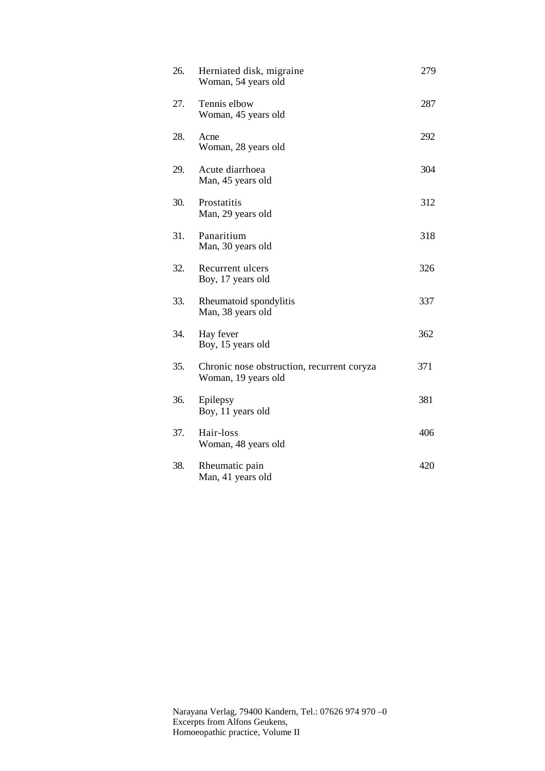26. Herniated disk, migraine — 279
    Woman, 54 years old

27. Tennis elbow — 287
    Woman, 45 years old

28. Acne — 292
    Woman, 28 years old

29. Acute diarrhoea — 304
    Man, 45 years old

30. Prostatitis — 312
    Man, 29 years old

31. Panaritium — 318
    Man, 30 years old

32. Recurrent ulcers — 326
    Boy, 17 years old

33. Rheumatoid spondylitis — 337
    Man, 38 years old

34. Hay fever — 362
    Boy, 15 years old

35. Chronic nose obstruction, recurrent coryza — 371
    Woman, 19 years old

36. Epilepsy — 381
    Boy, 11 years old

37. Hair-loss — 406
    Woman, 48 years old

38. Rheumatic pain — 420
    Man, 41 years old

Narayana Verlag, 79400 Kandern, Tel.: 07626 974 970 –0
Excerpts from Alfons Geukens,
Homoeopathic practice, Volume II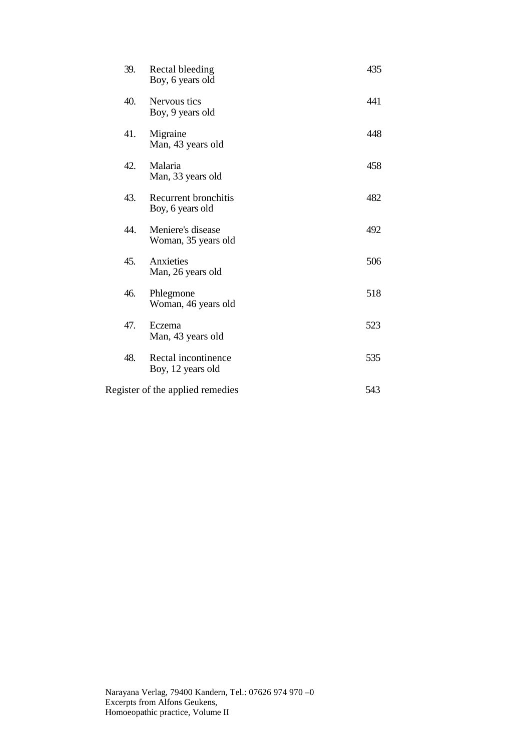| | | |
|---|---|---|
| 39. | Rectal bleeding<br>Boy, 6 years old | 435 |
| 40. | Nervous tics<br>Boy, 9 years old | 441 |
| 41. | Migraine<br>Man, 43 years old | 448 |
| 42. | Malaria<br>Man, 33 years old | 458 |
| 43. | Recurrent bronchitis<br>Boy, 6 years old | 482 |
| 44. | Meniere's disease<br>Woman, 35 years old | 492 |
| 45. | Anxieties<br>Man, 26 years old | 506 |
| 46. | Phlegmone<br>Woman, 46 years old | 518 |
| 47. | Eczema<br>Man, 43 years old | 523 |
| 48. | Rectal incontinence<br>Boy, 12 years old | 535 |

Register of the applied remedies 543

Narayana Verlag, 79400 Kandern, Tel.: 07626 974 970 –0
Excerpts from Alfons Geukens,
Homoeopathic practice, Volume II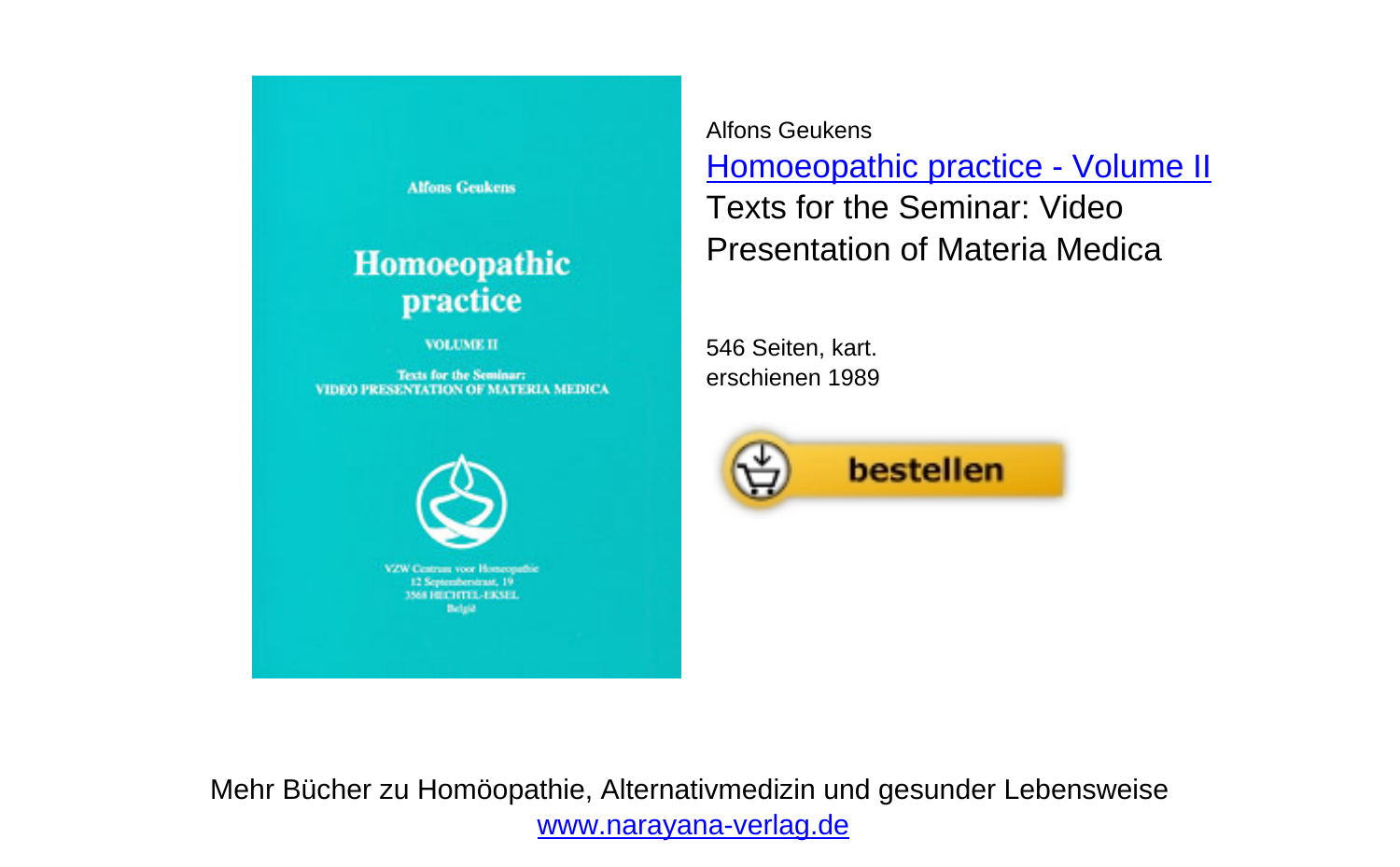Alfons Geukens

[Homoeopathic practice - Volume II](#)

Texts for the Seminar: Video Presentation of Materia Medica

546 Seiten, kart.
erschienen 1989

bestellen

Mehr Bücher zu Homöopathie, Alternativmedizin und gesunder Lebensweise
[www.narayana-verlag.de](http://www.narayana-verlag.de)